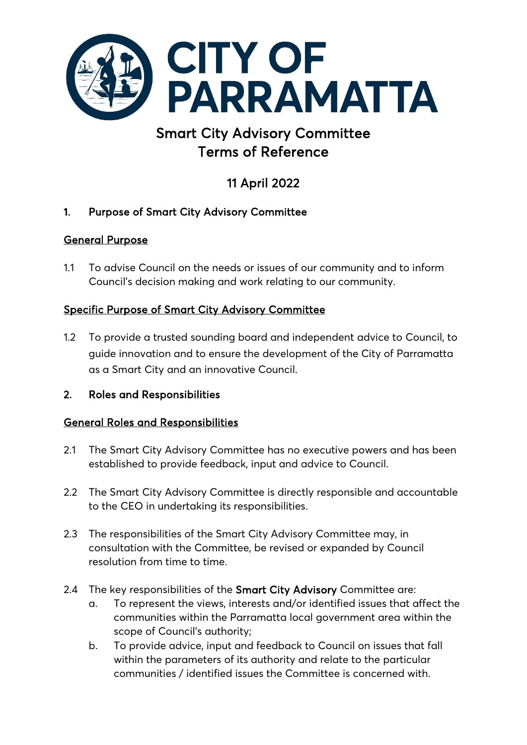# CITY OF PARRAMATTA

## Smart City Advisory Committee
## Terms of Reference

## 11 April 2022

### 1. Purpose of Smart City Advisory Committee

**General Purpose**

1.1 To advise Council on the needs or issues of our community and to inform Council's decision making and work relating to our community.

**Specific Purpose of Smart City Advisory Committee**

1.2 To provide a trusted sounding board and independent advice to Council, to guide innovation and to ensure the development of the City of Parramatta as a Smart City and an innovative Council.

### 2. Roles and Responsibilities

**General Roles and Responsibilities**

2.1 The Smart City Advisory Committee has no executive powers and has been established to provide feedback, input and advice to Council.

2.2 The Smart City Advisory Committee is directly responsible and accountable to the CEO in undertaking its responsibilities.

2.3 The responsibilities of the Smart City Advisory Committee may, in consultation with the Committee, be revised or expanded by Council resolution from time to time.

2.4 The key responsibilities of the **Smart City Advisory** Committee are:

a. To represent the views, interests and/or identified issues that affect the communities within the Parramatta local government area within the scope of Council's authority;

b. To provide advice, input and feedback to Council on issues that fall within the parameters of its authority and relate to the particular communities / identified issues the Committee is concerned with.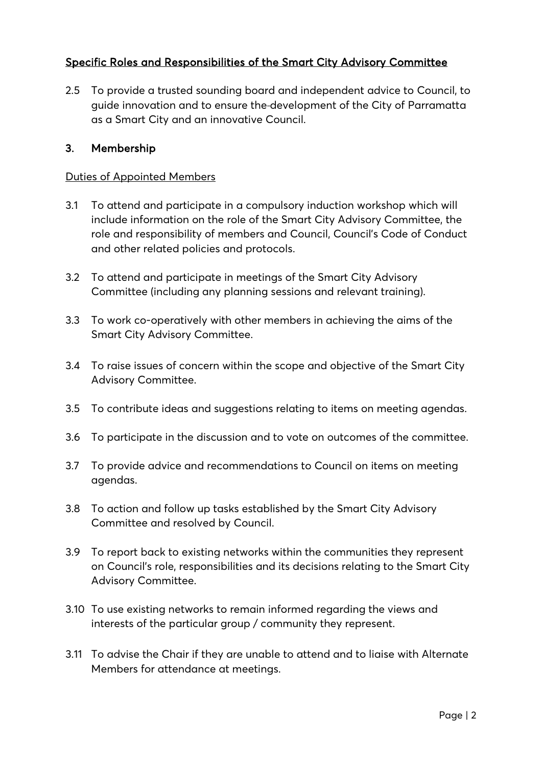## Specific Roles and Responsibilities of the Smart City Advisory Committee

2.5 To provide a trusted sounding board and independent advice to Council, to guide innovation and to ensure the development of the City of Parramatta as a Smart City and an innovative Council.

## 3. Membership

### Duties of Appointed Members

3.1 To attend and participate in a compulsory induction workshop which will include information on the role of the Smart City Advisory Committee, the role and responsibility of members and Council, Council's Code of Conduct and other related policies and protocols.

3.2 To attend and participate in meetings of the Smart City Advisory Committee (including any planning sessions and relevant training).

3.3 To work co-operatively with other members in achieving the aims of the Smart City Advisory Committee.

3.4 To raise issues of concern within the scope and objective of the Smart City Advisory Committee.

3.5 To contribute ideas and suggestions relating to items on meeting agendas.

3.6 To participate in the discussion and to vote on outcomes of the committee.

3.7 To provide advice and recommendations to Council on items on meeting agendas.

3.8 To action and follow up tasks established by the Smart City Advisory Committee and resolved by Council.

3.9 To report back to existing networks within the communities they represent on Council's role, responsibilities and its decisions relating to the Smart City Advisory Committee.

3.10 To use existing networks to remain informed regarding the views and interests of the particular group / community they represent.

3.11 To advise the Chair if they are unable to attend and to liaise with Alternate Members for attendance at meetings.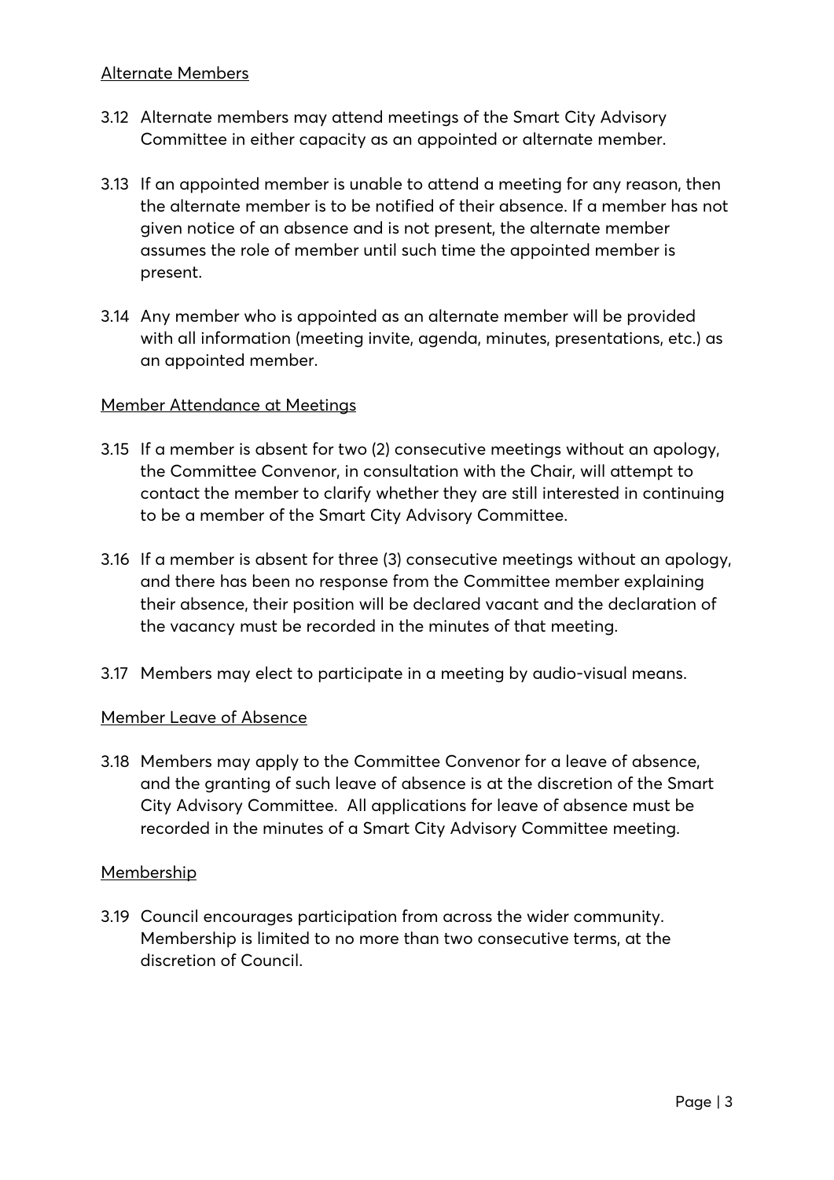Alternate Members

3.12 Alternate members may attend meetings of the Smart City Advisory Committee in either capacity as an appointed or alternate member.

3.13 If an appointed member is unable to attend a meeting for any reason, then the alternate member is to be notified of their absence. If a member has not given notice of an absence and is not present, the alternate member assumes the role of member until such time the appointed member is present.

3.14 Any member who is appointed as an alternate member will be provided with all information (meeting invite, agenda, minutes, presentations, etc.) as an appointed member.

Member Attendance at Meetings

3.15 If a member is absent for two (2) consecutive meetings without an apology, the Committee Convenor, in consultation with the Chair, will attempt to contact the member to clarify whether they are still interested in continuing to be a member of the Smart City Advisory Committee.

3.16 If a member is absent for three (3) consecutive meetings without an apology, and there has been no response from the Committee member explaining their absence, their position will be declared vacant and the declaration of the vacancy must be recorded in the minutes of that meeting.

3.17 Members may elect to participate in a meeting by audio-visual means.

Member Leave of Absence

3.18 Members may apply to the Committee Convenor for a leave of absence, and the granting of such leave of absence is at the discretion of the Smart City Advisory Committee. All applications for leave of absence must be recorded in the minutes of a Smart City Advisory Committee meeting.

Membership

3.19 Council encourages participation from across the wider community. Membership is limited to no more than two consecutive terms, at the discretion of Council.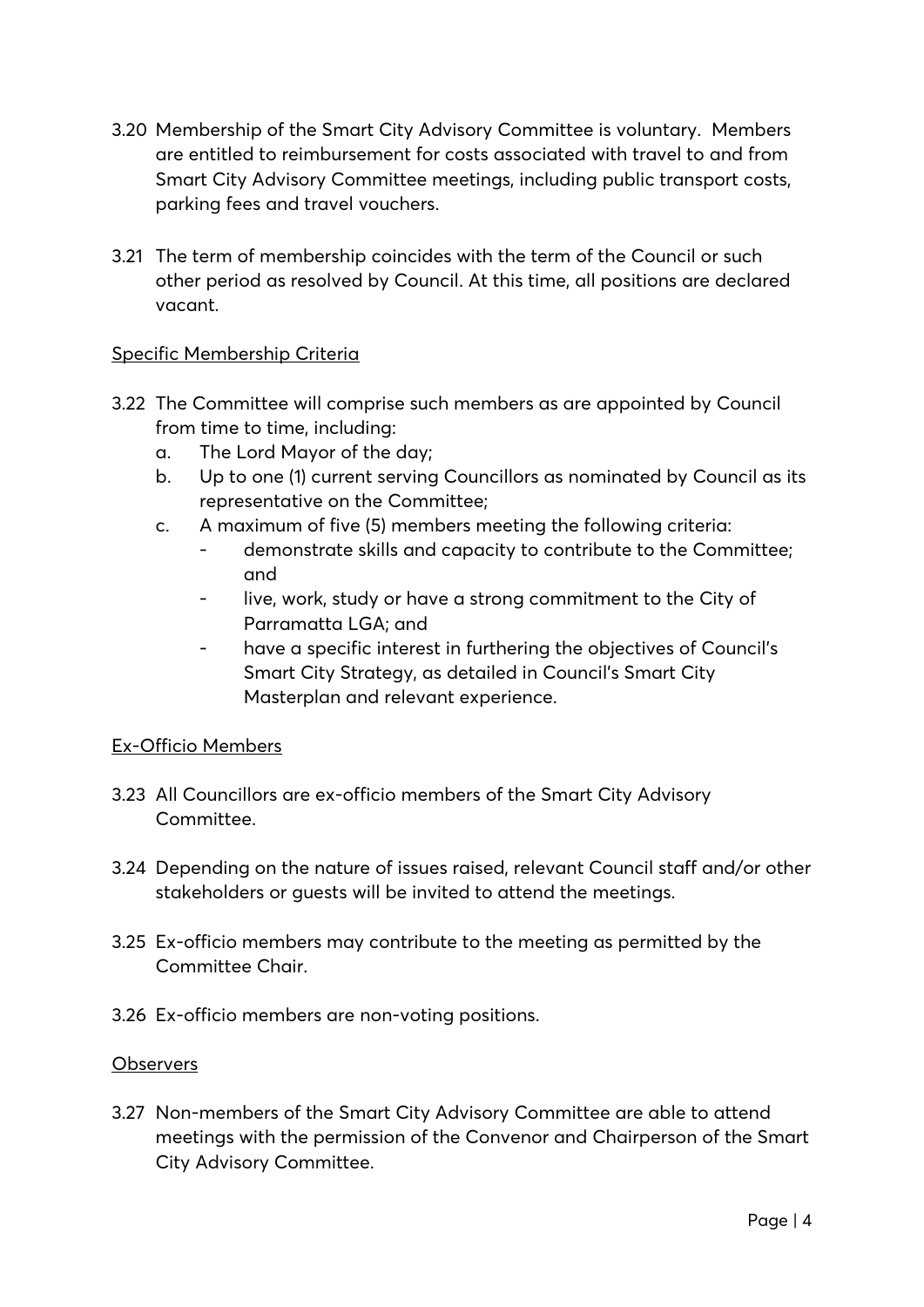3.20 Membership of the Smart City Advisory Committee is voluntary. Members are entitled to reimbursement for costs associated with travel to and from Smart City Advisory Committee meetings, including public transport costs, parking fees and travel vouchers.

3.21 The term of membership coincides with the term of the Council or such other period as resolved by Council. At this time, all positions are declared vacant.

Specific Membership Criteria

3.22 The Committee will comprise such members as are appointed by Council from time to time, including:
   a. The Lord Mayor of the day;
   b. Up to one (1) current serving Councillors as nominated by Council as its representative on the Committee;
   c. A maximum of five (5) members meeting the following criteria:
      - demonstrate skills and capacity to contribute to the Committee; and
      - live, work, study or have a strong commitment to the City of Parramatta LGA; and
      - have a specific interest in furthering the objectives of Council's Smart City Strategy, as detailed in Council's Smart City Masterplan and relevant experience.

Ex-Officio Members

3.23 All Councillors are ex-officio members of the Smart City Advisory Committee.

3.24 Depending on the nature of issues raised, relevant Council staff and/or other stakeholders or guests will be invited to attend the meetings.

3.25 Ex-officio members may contribute to the meeting as permitted by the Committee Chair.

3.26 Ex-officio members are non-voting positions.

Observers

3.27 Non-members of the Smart City Advisory Committee are able to attend meetings with the permission of the Convenor and Chairperson of the Smart City Advisory Committee.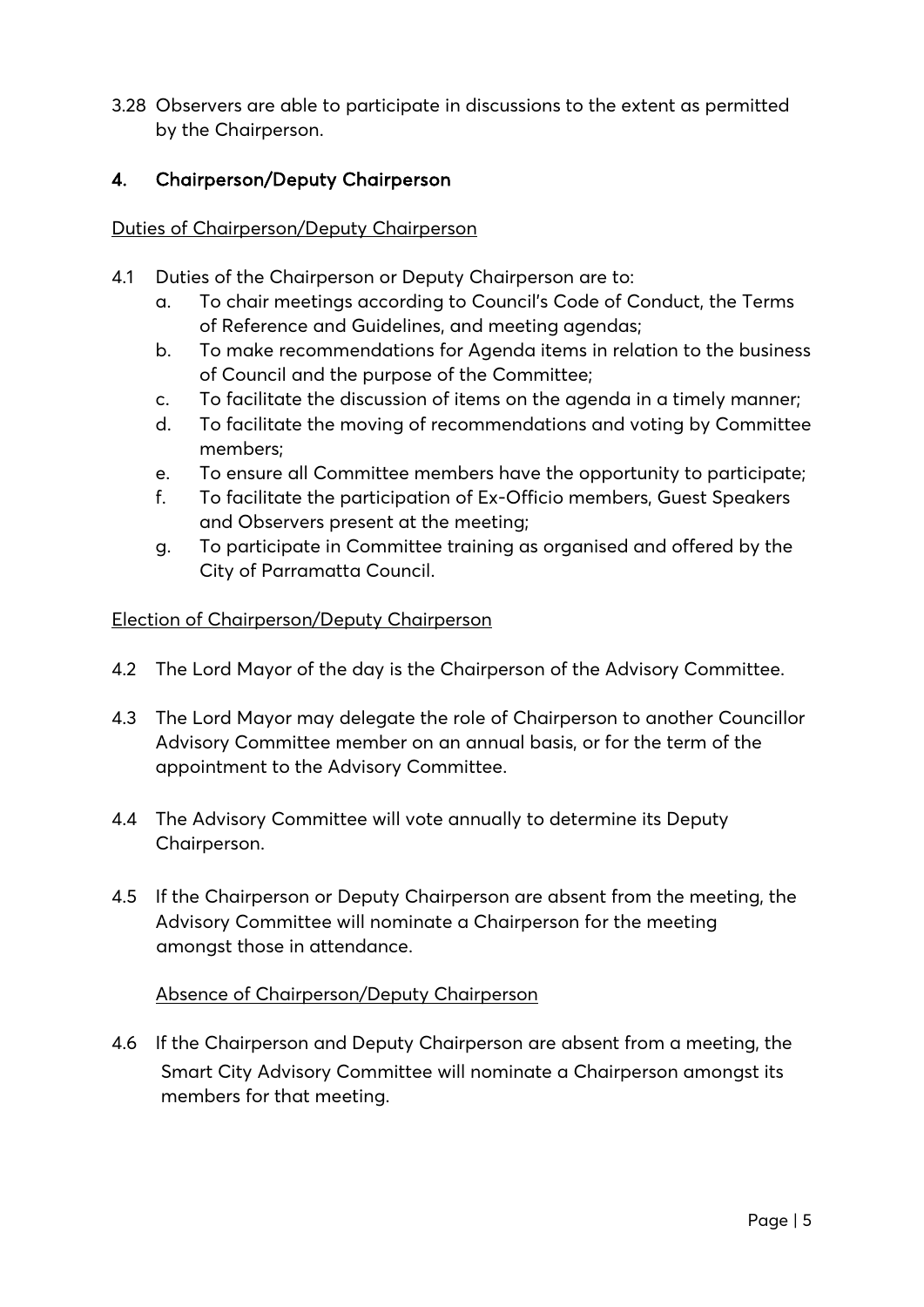3.28 Observers are able to participate in discussions to the extent as permitted by the Chairperson.

## 4. Chairperson/Deputy Chairperson

Duties of Chairperson/Deputy Chairperson

4.1 Duties of the Chairperson or Deputy Chairperson are to:

a. To chair meetings according to Council's Code of Conduct, the Terms of Reference and Guidelines, and meeting agendas;
b. To make recommendations for Agenda items in relation to the business of Council and the purpose of the Committee;
c. To facilitate the discussion of items on the agenda in a timely manner;
d. To facilitate the moving of recommendations and voting by Committee members;
e. To ensure all Committee members have the opportunity to participate;
f. To facilitate the participation of Ex-Officio members, Guest Speakers and Observers present at the meeting;
g. To participate in Committee training as organised and offered by the City of Parramatta Council.

Election of Chairperson/Deputy Chairperson

4.2 The Lord Mayor of the day is the Chairperson of the Advisory Committee.

4.3 The Lord Mayor may delegate the role of Chairperson to another Councillor Advisory Committee member on an annual basis, or for the term of the appointment to the Advisory Committee.

4.4 The Advisory Committee will vote annually to determine its Deputy Chairperson.

4.5 If the Chairperson or Deputy Chairperson are absent from the meeting, the Advisory Committee will nominate a Chairperson for the meeting amongst those in attendance.

Absence of Chairperson/Deputy Chairperson

4.6 If the Chairperson and Deputy Chairperson are absent from a meeting, the Smart City Advisory Committee will nominate a Chairperson amongst its members for that meeting.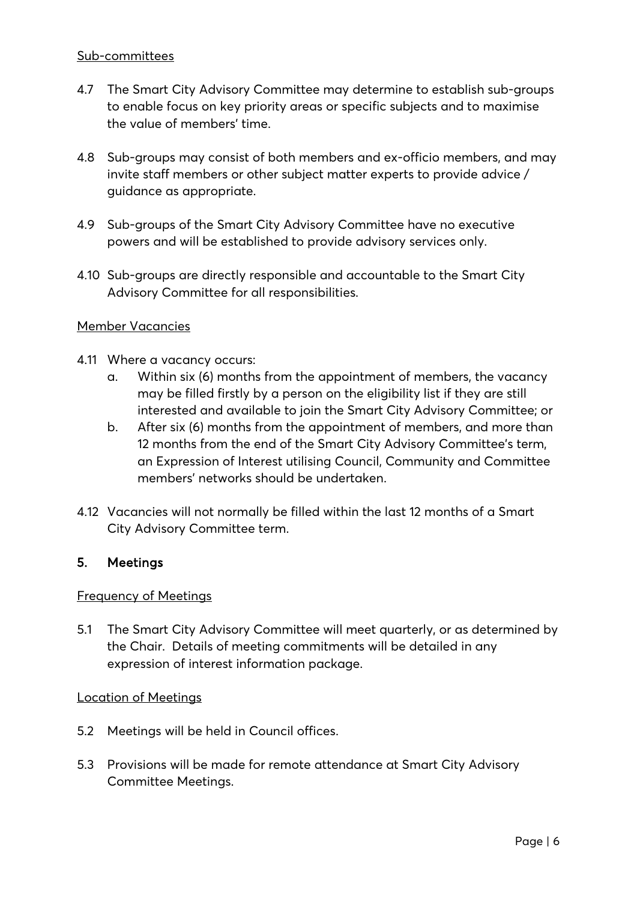Sub-committees

4.7 The Smart City Advisory Committee may determine to establish sub-groups to enable focus on key priority areas or specific subjects and to maximise the value of members' time.

4.8 Sub-groups may consist of both members and ex-officio members, and may invite staff members or other subject matter experts to provide advice / guidance as appropriate.

4.9 Sub-groups of the Smart City Advisory Committee have no executive powers and will be established to provide advisory services only.

4.10 Sub-groups are directly responsible and accountable to the Smart City Advisory Committee for all responsibilities.

Member Vacancies

4.11 Where a vacancy occurs:

   a. Within six (6) months from the appointment of members, the vacancy may be filled firstly by a person on the eligibility list if they are still interested and available to join the Smart City Advisory Committee; or

   b. After six (6) months from the appointment of members, and more than 12 months from the end of the Smart City Advisory Committee's term, an Expression of Interest utilising Council, Community and Committee members' networks should be undertaken.

4.12 Vacancies will not normally be filled within the last 12 months of a Smart City Advisory Committee term.

## 5. Meetings

Frequency of Meetings

5.1 The Smart City Advisory Committee will meet quarterly, or as determined by the Chair. Details of meeting commitments will be detailed in any expression of interest information package.

Location of Meetings

5.2 Meetings will be held in Council offices.

5.3 Provisions will be made for remote attendance at Smart City Advisory Committee Meetings.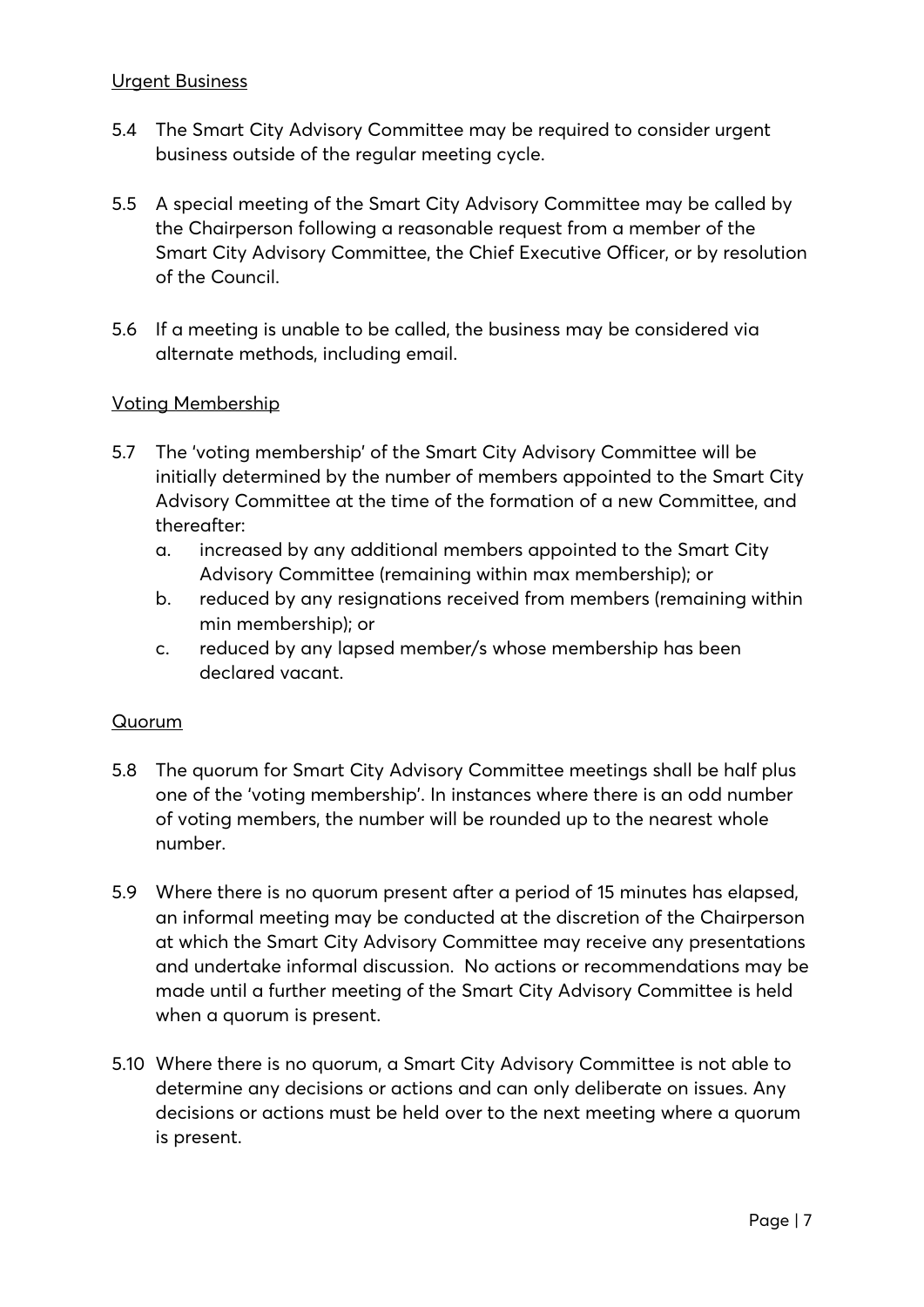Urgent Business

5.4 The Smart City Advisory Committee may be required to consider urgent business outside of the regular meeting cycle.

5.5 A special meeting of the Smart City Advisory Committee may be called by the Chairperson following a reasonable request from a member of the Smart City Advisory Committee, the Chief Executive Officer, or by resolution of the Council.

5.6 If a meeting is unable to be called, the business may be considered via alternate methods, including email.

Voting Membership

5.7 The 'voting membership' of the Smart City Advisory Committee will be initially determined by the number of members appointed to the Smart City Advisory Committee at the time of the formation of a new Committee, and thereafter:

   a. increased by any additional members appointed to the Smart City Advisory Committee (remaining within max membership); or
   b. reduced by any resignations received from members (remaining within min membership); or
   c. reduced by any lapsed member/s whose membership has been declared vacant.

Quorum

5.8 The quorum for Smart City Advisory Committee meetings shall be half plus one of the 'voting membership'. In instances where there is an odd number of voting members, the number will be rounded up to the nearest whole number.

5.9 Where there is no quorum present after a period of 15 minutes has elapsed, an informal meeting may be conducted at the discretion of the Chairperson at which the Smart City Advisory Committee may receive any presentations and undertake informal discussion. No actions or recommendations may be made until a further meeting of the Smart City Advisory Committee is held when a quorum is present.

5.10 Where there is no quorum, a Smart City Advisory Committee is not able to determine any decisions or actions and can only deliberate on issues. Any decisions or actions must be held over to the next meeting where a quorum is present.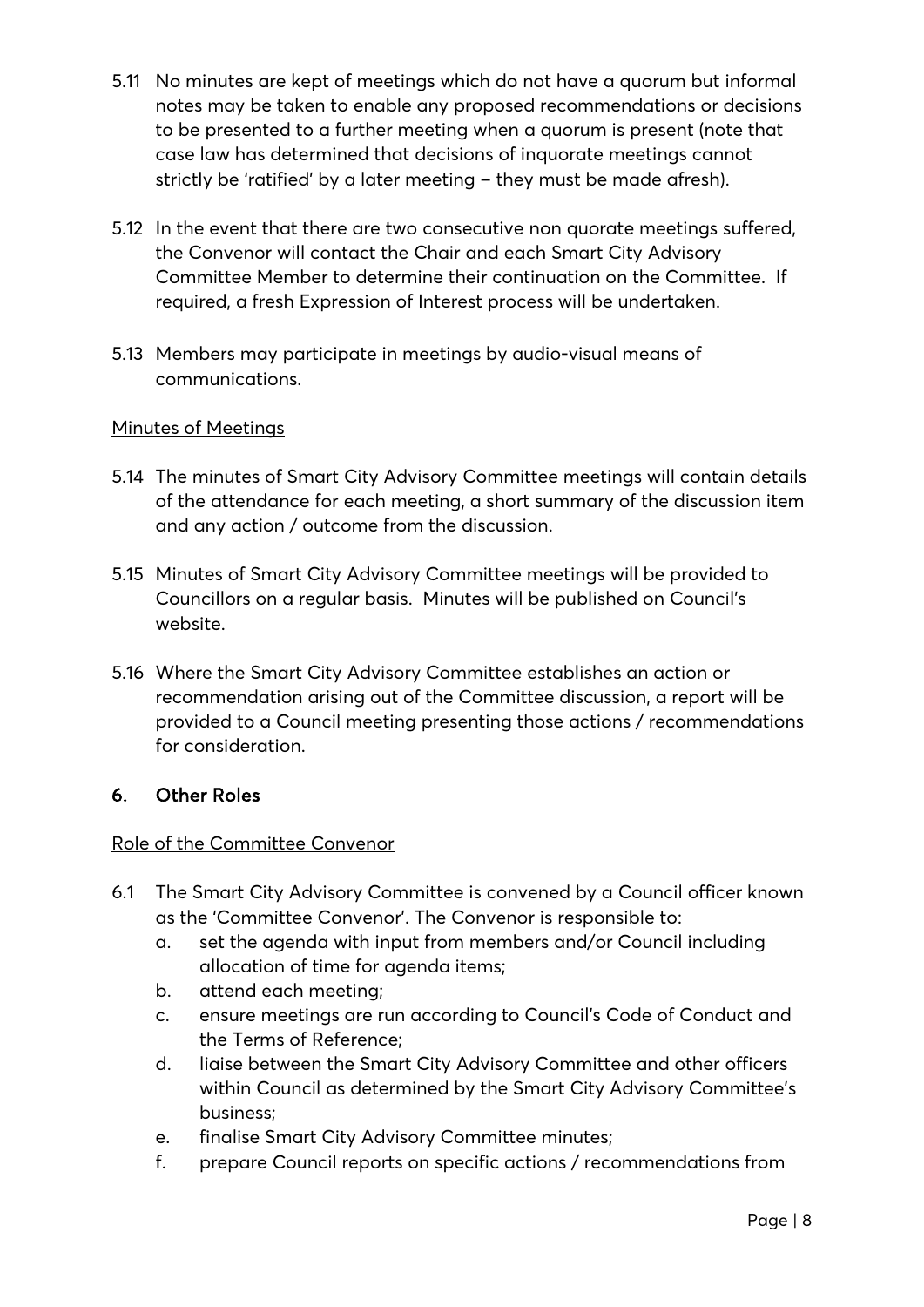5.11 No minutes are kept of meetings which do not have a quorum but informal notes may be taken to enable any proposed recommendations or decisions to be presented to a further meeting when a quorum is present (note that case law has determined that decisions of inquorate meetings cannot strictly be 'ratified' by a later meeting – they must be made afresh).

5.12 In the event that there are two consecutive non quorate meetings suffered, the Convenor will contact the Chair and each Smart City Advisory Committee Member to determine their continuation on the Committee. If required, a fresh Expression of Interest process will be undertaken.

5.13 Members may participate in meetings by audio-visual means of communications.

Minutes of Meetings

5.14 The minutes of Smart City Advisory Committee meetings will contain details of the attendance for each meeting, a short summary of the discussion item and any action / outcome from the discussion.

5.15 Minutes of Smart City Advisory Committee meetings will be provided to Councillors on a regular basis. Minutes will be published on Council's website.

5.16 Where the Smart City Advisory Committee establishes an action or recommendation arising out of the Committee discussion, a report will be provided to a Council meeting presenting those actions / recommendations for consideration.

## 6. Other Roles

Role of the Committee Convenor

6.1 The Smart City Advisory Committee is convened by a Council officer known as the 'Committee Convenor'. The Convenor is responsible to:

   a. set the agenda with input from members and/or Council including allocation of time for agenda items;
   b. attend each meeting;
   c. ensure meetings are run according to Council's Code of Conduct and the Terms of Reference;
   d. liaise between the Smart City Advisory Committee and other officers within Council as determined by the Smart City Advisory Committee's business;
   e. finalise Smart City Advisory Committee minutes;
   f. prepare Council reports on specific actions / recommendations from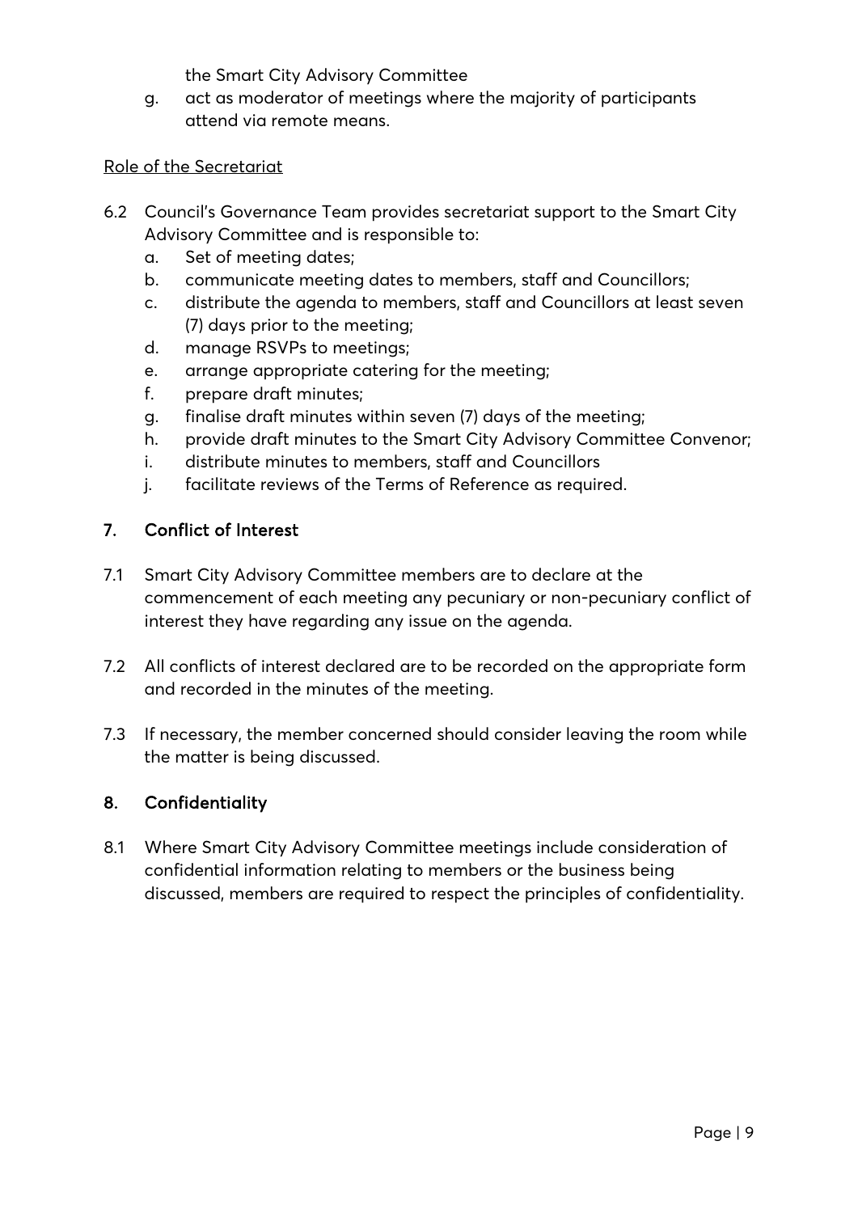the Smart City Advisory Committee

g. act as moderator of meetings where the majority of participants attend via remote means.

Role of the Secretariat

6.2 Council's Governance Team provides secretariat support to the Smart City Advisory Committee and is responsible to:

a. Set of meeting dates;
b. communicate meeting dates to members, staff and Councillors;
c. distribute the agenda to members, staff and Councillors at least seven (7) days prior to the meeting;
d. manage RSVPs to meetings;
e. arrange appropriate catering for the meeting;
f. prepare draft minutes;
g. finalise draft minutes within seven (7) days of the meeting;
h. provide draft minutes to the Smart City Advisory Committee Convenor;
i. distribute minutes to members, staff and Councillors
j. facilitate reviews of the Terms of Reference as required.

## 7. Conflict of Interest

7.1 Smart City Advisory Committee members are to declare at the commencement of each meeting any pecuniary or non-pecuniary conflict of interest they have regarding any issue on the agenda.

7.2 All conflicts of interest declared are to be recorded on the appropriate form and recorded in the minutes of the meeting.

7.3 If necessary, the member concerned should consider leaving the room while the matter is being discussed.

## 8. Confidentiality

8.1 Where Smart City Advisory Committee meetings include consideration of confidential information relating to members or the business being discussed, members are required to respect the principles of confidentiality.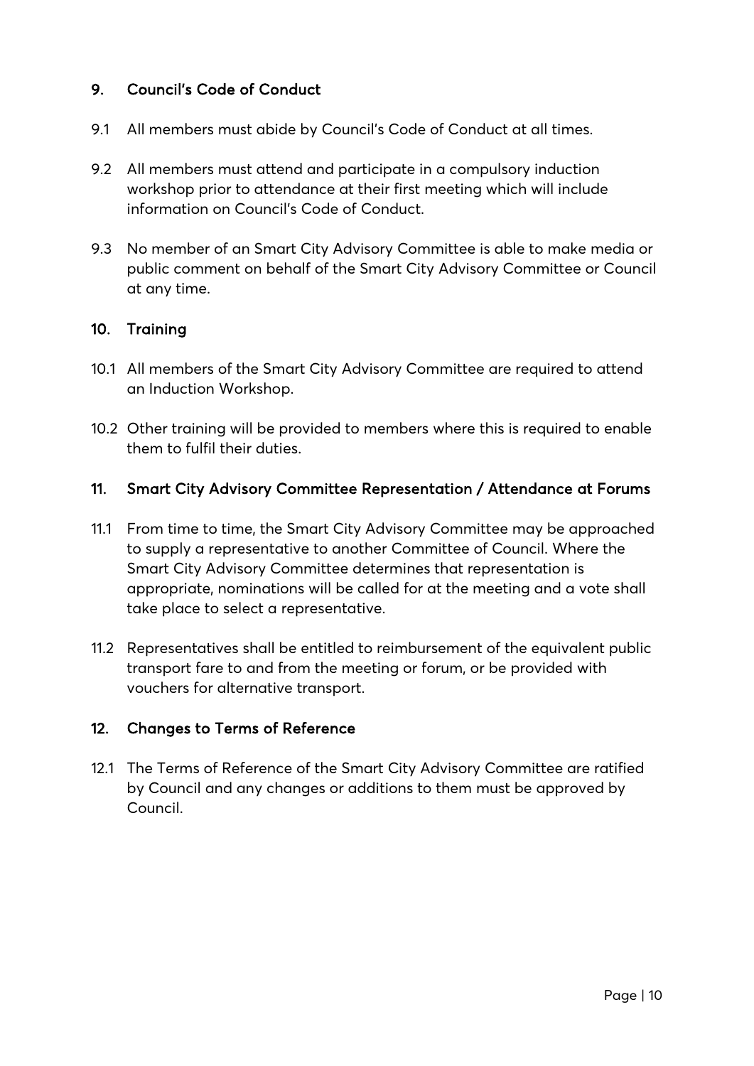## 9. Council's Code of Conduct

9.1 All members must abide by Council's Code of Conduct at all times.

9.2 All members must attend and participate in a compulsory induction workshop prior to attendance at their first meeting which will include information on Council's Code of Conduct.

9.3 No member of an Smart City Advisory Committee is able to make media or public comment on behalf of the Smart City Advisory Committee or Council at any time.

## 10. Training

10.1 All members of the Smart City Advisory Committee are required to attend an Induction Workshop.

10.2 Other training will be provided to members where this is required to enable them to fulfil their duties.

## 11. Smart City Advisory Committee Representation / Attendance at Forums

11.1 From time to time, the Smart City Advisory Committee may be approached to supply a representative to another Committee of Council. Where the Smart City Advisory Committee determines that representation is appropriate, nominations will be called for at the meeting and a vote shall take place to select a representative.

11.2 Representatives shall be entitled to reimbursement of the equivalent public transport fare to and from the meeting or forum, or be provided with vouchers for alternative transport.

## 12. Changes to Terms of Reference

12.1 The Terms of Reference of the Smart City Advisory Committee are ratified by Council and any changes or additions to them must be approved by Council.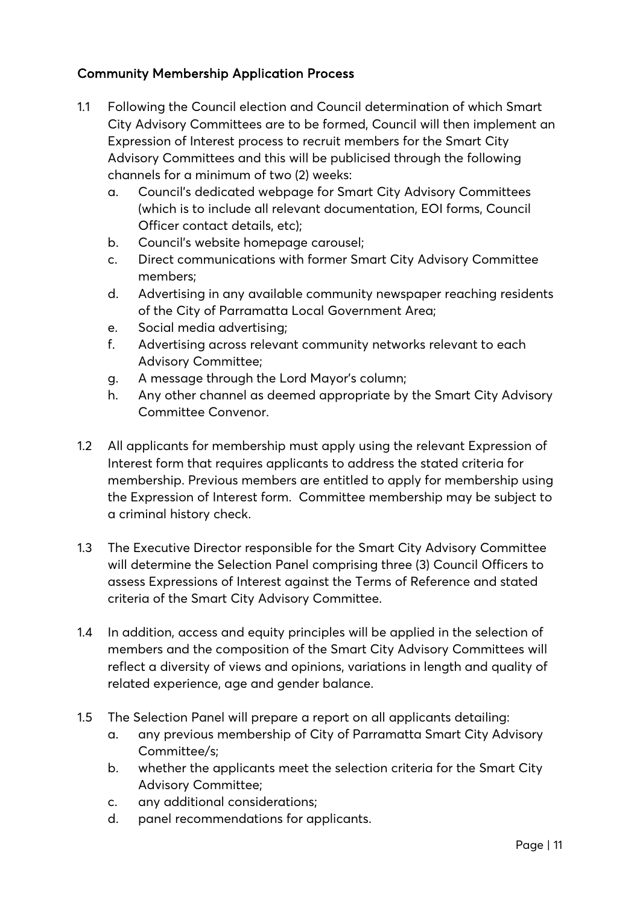## Community Membership Application Process

1.1 Following the Council election and Council determination of which Smart City Advisory Committees are to be formed, Council will then implement an Expression of Interest process to recruit members for the Smart City Advisory Committees and this will be publicised through the following channels for a minimum of two (2) weeks:

   a. Council's dedicated webpage for Smart City Advisory Committees (which is to include all relevant documentation, EOI forms, Council Officer contact details, etc);
   b. Council's website homepage carousel;
   c. Direct communications with former Smart City Advisory Committee members;
   d. Advertising in any available community newspaper reaching residents of the City of Parramatta Local Government Area;
   e. Social media advertising;
   f. Advertising across relevant community networks relevant to each Advisory Committee;
   g. A message through the Lord Mayor's column;
   h. Any other channel as deemed appropriate by the Smart City Advisory Committee Convenor.

1.2 All applicants for membership must apply using the relevant Expression of Interest form that requires applicants to address the stated criteria for membership. Previous members are entitled to apply for membership using the Expression of Interest form. Committee membership may be subject to a criminal history check.

1.3 The Executive Director responsible for the Smart City Advisory Committee will determine the Selection Panel comprising three (3) Council Officers to assess Expressions of Interest against the Terms of Reference and stated criteria of the Smart City Advisory Committee.

1.4 In addition, access and equity principles will be applied in the selection of members and the composition of the Smart City Advisory Committees will reflect a diversity of views and opinions, variations in length and quality of related experience, age and gender balance.

1.5 The Selection Panel will prepare a report on all applicants detailing:

   a. any previous membership of City of Parramatta Smart City Advisory Committee/s;
   b. whether the applicants meet the selection criteria for the Smart City Advisory Committee;
   c. any additional considerations;
   d. panel recommendations for applicants.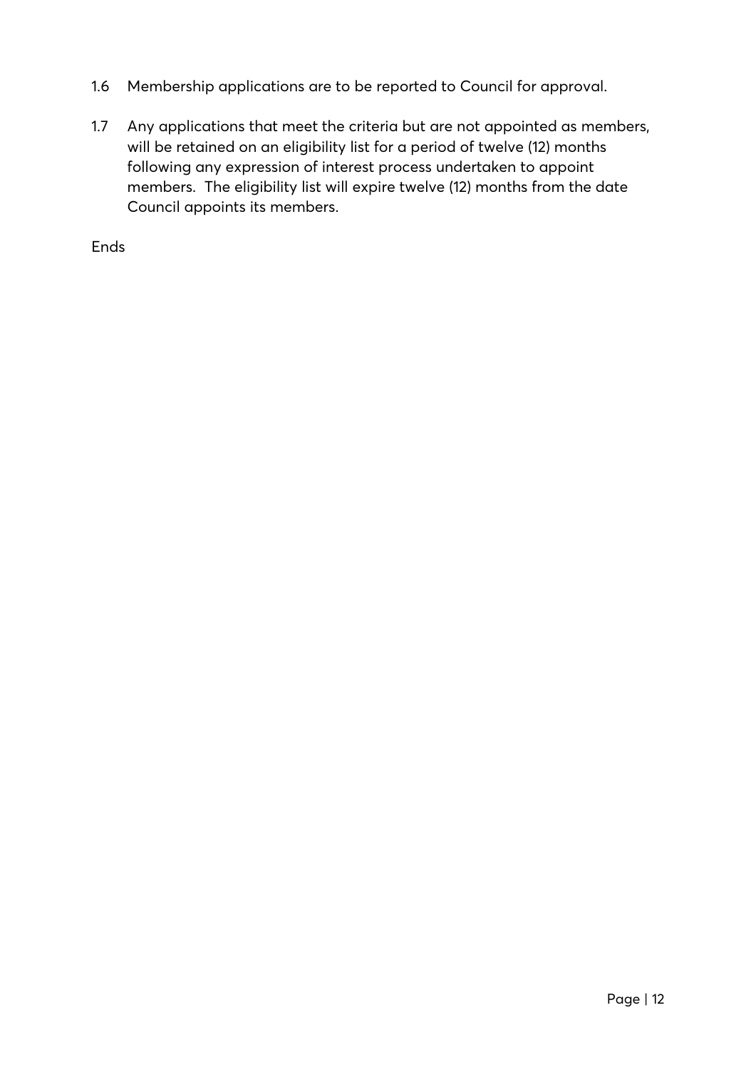1.6 Membership applications are to be reported to Council for approval.

1.7 Any applications that meet the criteria but are not appointed as members, will be retained on an eligibility list for a period of twelve (12) months following any expression of interest process undertaken to appoint members. The eligibility list will expire twelve (12) months from the date Council appoints its members.

Ends